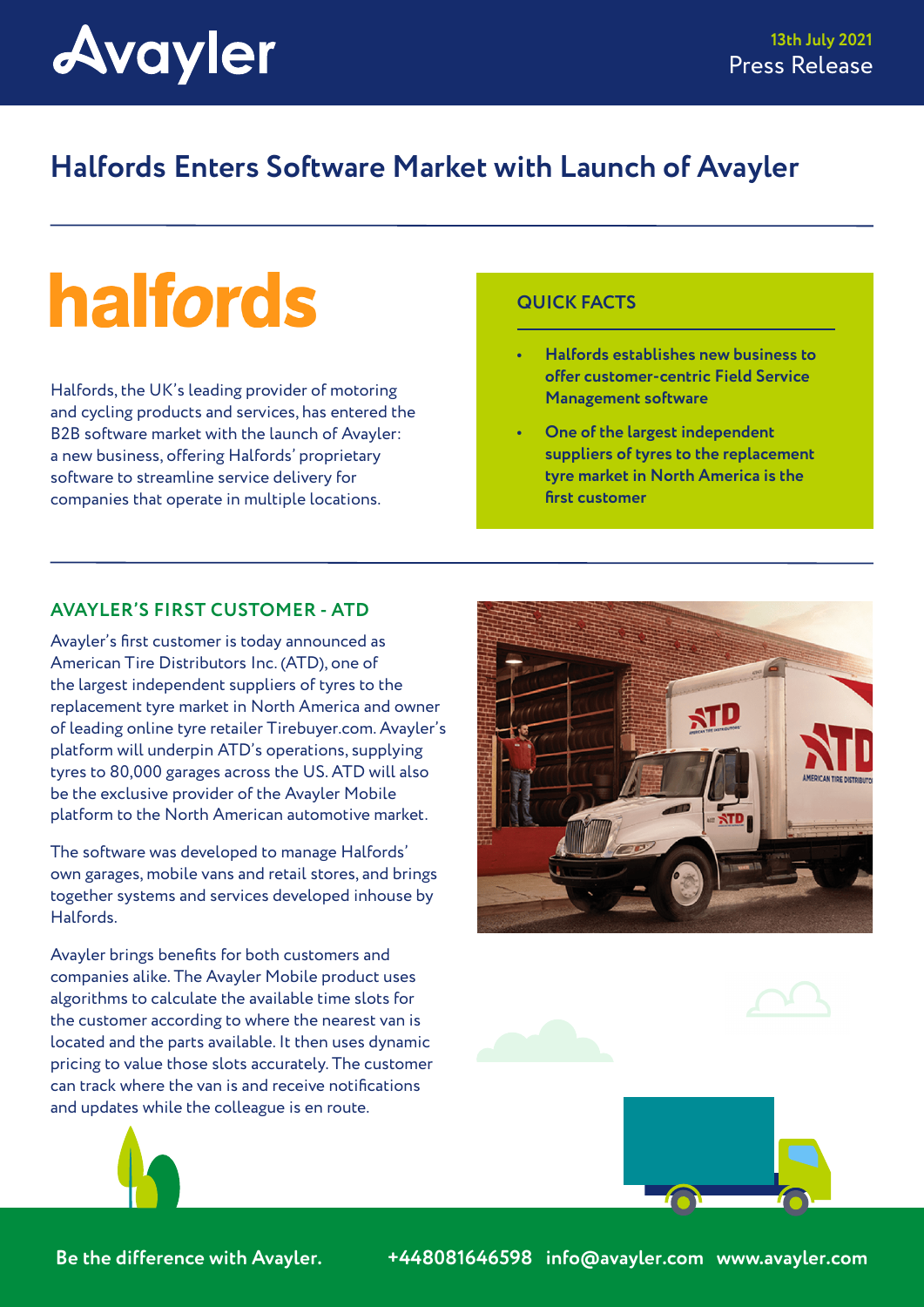Avayler

13th July 2021
Press Release

# Halfords Enters Software Market with Launch of Avayler

halfords

Halfords, the UK's leading provider of motoring and cycling products and services, has entered the B2B software market with the launch of Avayler: a new business, offering Halfords' proprietary software to streamline service delivery for companies that operate in multiple locations.

## QUICK FACTS

- **Halfords establishes new business to offer customer-centric Field Service Management software**
- **One of the largest independent suppliers of tyres to the replacement tyre market in North America is the first customer**

## AVAYLER'S FIRST CUSTOMER - ATD

Avayler's first customer is today announced as American Tire Distributors Inc. (ATD), one of the largest independent suppliers of tyres to the replacement tyre market in North America and owner of leading online tyre retailer Tirebuyer.com. Avayler's platform will underpin ATD's operations, supplying tyres to 80,000 garages across the US. ATD will also be the exclusive provider of the Avayler Mobile platform to the North American automotive market.

The software was developed to manage Halfords' own garages, mobile vans and retail stores, and brings together systems and services developed inhouse by Halfords.

Avayler brings benefits for both customers and companies alike. The Avayler Mobile product uses algorithms to calculate the available time slots for the customer according to where the nearest van is located and the parts available. It then uses dynamic pricing to value those slots accurately. The customer can track where the van is and receive notifications and updates while the colleague is en route.

**Be the difference with Avayler.** **+448081646598** **info@avayler.com** **www.avayler.com**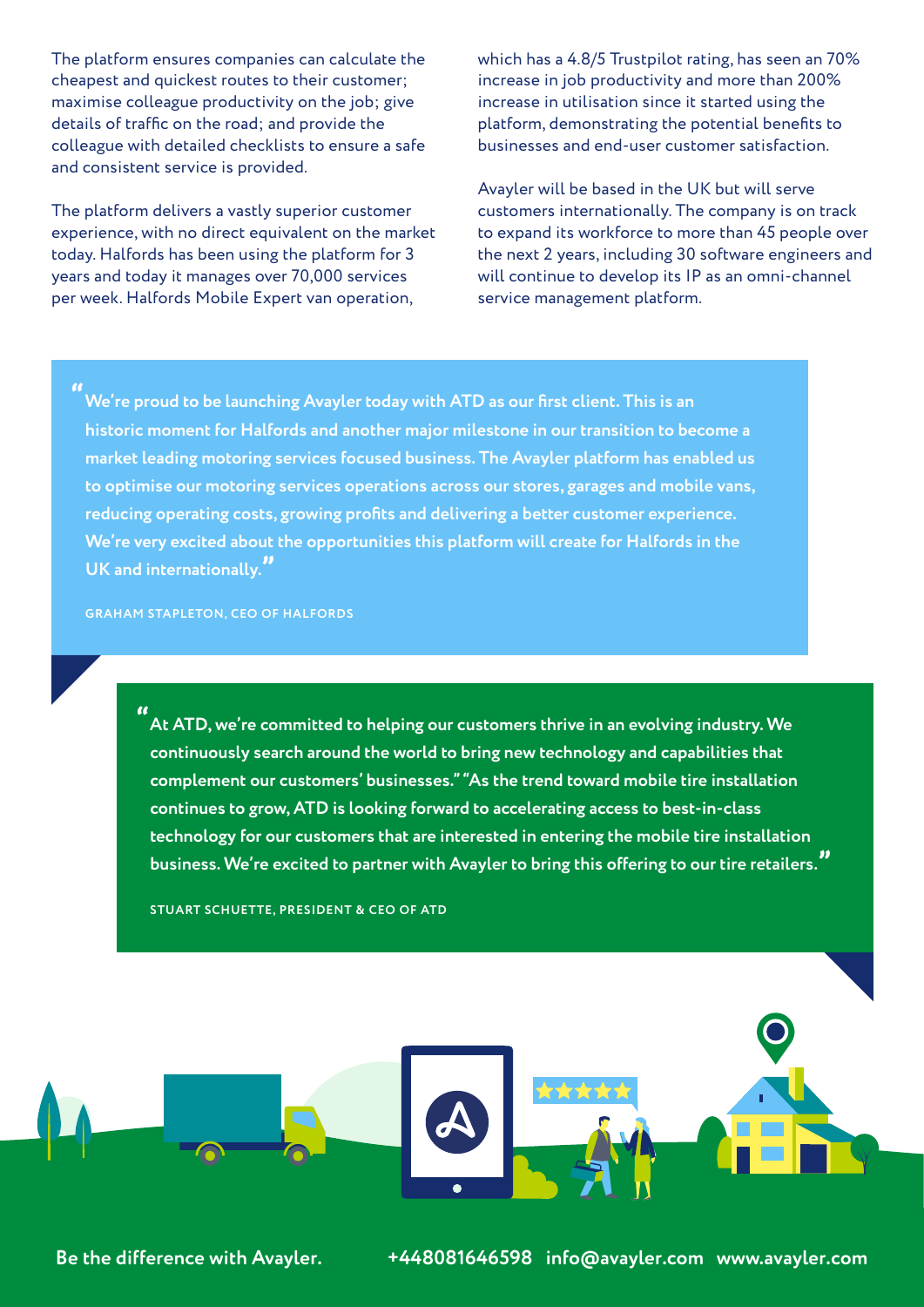The platform ensures companies can calculate the cheapest and quickest routes to their customer; maximise colleague productivity on the job; give details of traffic on the road; and provide the colleague with detailed checklists to ensure a safe and consistent service is provided.

The platform delivers a vastly superior customer experience, with no direct equivalent on the market today. Halfords has been using the platform for 3 years and today it manages over 70,000 services per week. Halfords Mobile Expert van operation, which has a 4.8/5 Trustpilot rating, has seen an 70% increase in job productivity and more than 200% increase in utilisation since it started using the platform, demonstrating the potential benefits to businesses and end-user customer satisfaction.

Avayler will be based in the UK but will serve customers internationally. The company is on track to expand its workforce to more than 45 people over the next 2 years, including 30 software engineers and will continue to develop its IP as an omni-channel service management platform.

> **"We're proud to be launching Avayler today with ATD as our first client. This is an historic moment for Halfords and another major milestone in our transition to become a market leading motoring services focused business. The Avayler platform has enabled us to optimise our motoring services operations across our stores, garages and mobile vans, reducing operating costs, growing profits and delivering a better customer experience. We're very excited about the opportunities this platform will create for Halfords in the UK and internationally."**
>
> GRAHAM STAPLETON, CEO OF HALFORDS

> **"At ATD, we're committed to helping our customers thrive in an evolving industry. We continuously search around the world to bring new technology and capabilities that complement our customers' businesses." "As the trend toward mobile tire installation continues to grow, ATD is looking forward to accelerating access to best-in-class technology for our customers that are interested in entering the mobile tire installation business. We're excited to partner with Avayler to bring this offering to our tire retailers."**
>
> STUART SCHUETTE, PRESIDENT & CEO OF ATD

**Be the difference with Avayler.** **+448081646598 info@avayler.com www.avayler.com**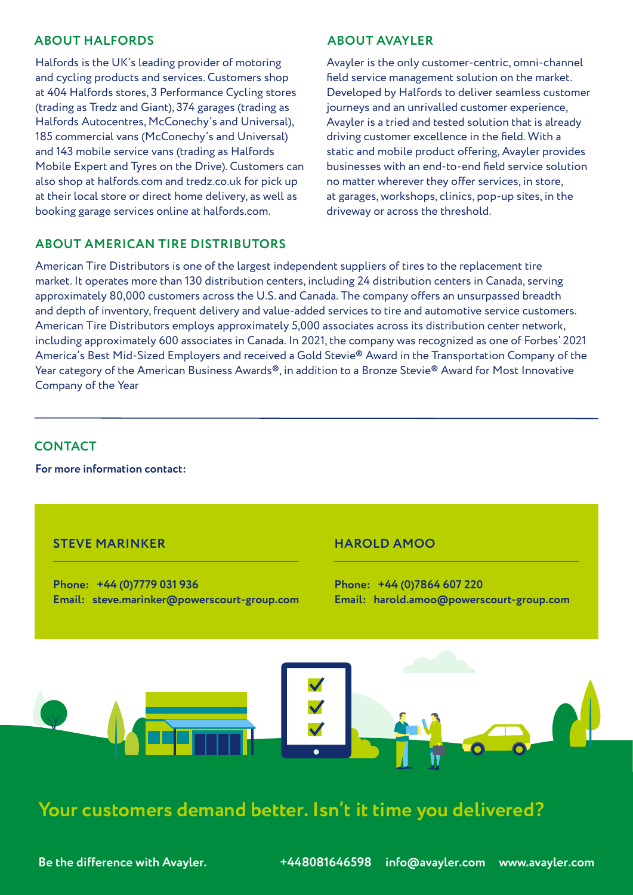## ABOUT HALFORDS

Halfords is the UK's leading provider of motoring and cycling products and services. Customers shop at 404 Halfords stores, 3 Performance Cycling stores (trading as Tredz and Giant), 374 garages (trading as Halfords Autocentres, McConechy's and Universal), 185 commercial vans (McConechy's and Universal) and 143 mobile service vans (trading as Halfords Mobile Expert and Tyres on the Drive). Customers can also shop at halfords.com and tredz.co.uk for pick up at their local store or direct home delivery, as well as booking garage services online at halfords.com.

## ABOUT AVAYLER

Avayler is the only customer-centric, omni-channel field service management solution on the market. Developed by Halfords to deliver seamless customer journeys and an unrivalled customer experience, Avayler is a tried and tested solution that is already driving customer excellence in the field. With a static and mobile product offering, Avayler provides businesses with an end-to-end field service solution no matter wherever they offer services, in store, at garages, workshops, clinics, pop-up sites, in the driveway or across the threshold.

## ABOUT AMERICAN TIRE DISTRIBUTORS

American Tire Distributors is one of the largest independent suppliers of tires to the replacement tire market. It operates more than 130 distribution centers, including 24 distribution centers in Canada, serving approximately 80,000 customers across the U.S. and Canada. The company offers an unsurpassed breadth and depth of inventory, frequent delivery and value-added services to tire and automotive service customers. American Tire Distributors employs approximately 5,000 associates across its distribution center network, including approximately 600 associates in Canada. In 2021, the company was recognized as one of Forbes' 2021 America's Best Mid-Sized Employers and received a Gold Stevie® Award in the Transportation Company of the Year category of the American Business Awards®, in addition to a Bronze Stevie® Award for Most Innovative Company of the Year

## CONTACT

**For more information contact:**

### STEVE MARINKER

**Phone: +44 (0)7779 031 936**
**Email: steve.marinker@powerscourt-group.com**

### HAROLD AMOO

**Phone: +44 (0)7864 607 220**
**Email: harold.amoo@powerscourt-group.com**

## Your customers demand better. Isn't it time you delivered?

**Be the difference with Avayler.** **+448081646598** **info@avayler.com** **www.avayler.com**